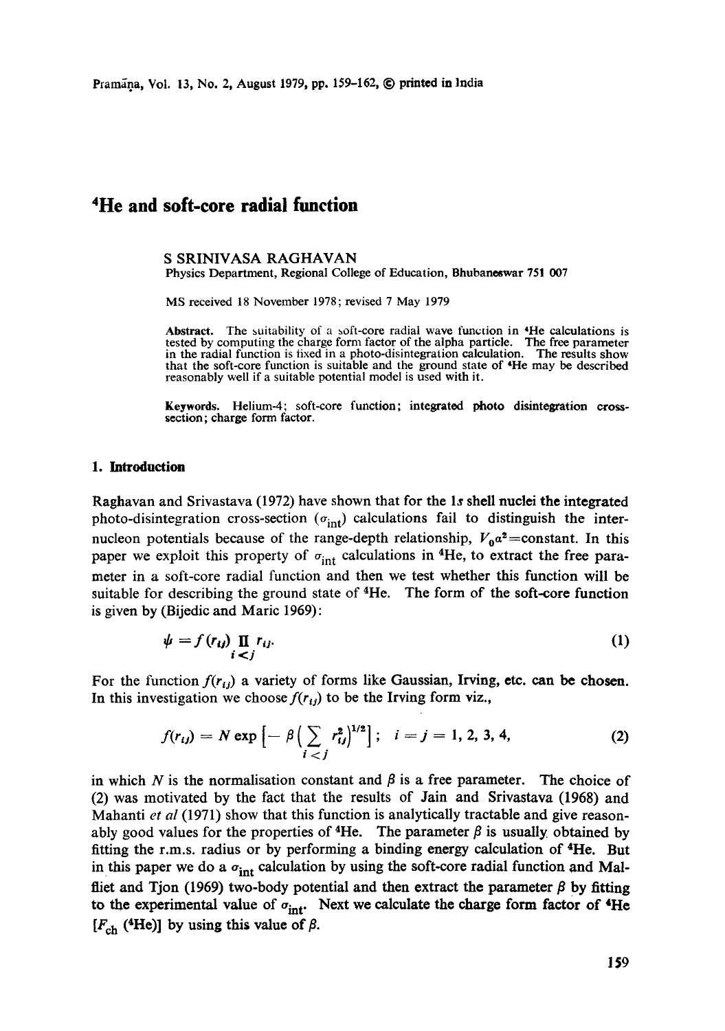# $^4$He and soft-core radial function

S SRINIVASA RAGHAVAN

Physics Department, Regional College of Education, Bhubaneswar 751 007

MS received 18 November 1978; revised 7 May 1979

**Abstract.** The suitability of a soft-core radial wave function in $^4$He calculations is tested by computing the charge form factor of the alpha particle. The free parameter in the radial function is fixed in a photo-disintegration calculation. The results show that the soft-core function is suitable and the ground state of $^4$He may be described reasonably well if a suitable potential model is used with it.

**Keywords.** Helium-4; soft-core function; integrated photo disintegration cross-section; charge form factor.

## 1. Introduction

Raghavan and Srivastava (1972) have shown that for the 1$s$ shell nuclei the integrated photo-disintegration cross-section ($\sigma_{\text{int}}$) calculations fail to distinguish the inter-nucleon potentials because of the range-depth relationship, $V_0\alpha^2$=constant. In this paper we exploit this property of $\sigma_{\text{int}}$ calculations in $^4$He, to extract the free parameter in a soft-core radial function and then we test whether this function will be suitable for describing the ground state of $^4$He. The form of the soft-core function is given by (Bijedic and Maric 1969):

$$\psi = f(r_{ij}) \prod_{i<j} r_{ij}. \tag{1}$$

For the function $f(r_{ij})$ a variety of forms like Gaussian, Irving, etc. can be chosen. In this investigation we choose $f(r_{ij})$ to be the Irving form viz.,

$$f(r_{ij}) = N \exp\left[-\beta\left(\sum_{i<j} r_{ij}^2\right)^{1/2}\right]; \quad i = j = 1, 2, 3, 4, \tag{2}$$

in which $N$ is the normalisation constant and $\beta$ is a free parameter. The choice of (2) was motivated by the fact that the results of Jain and Srivastava (1968) and Mahanti *et al* (1971) show that this function is analytically tractable and give reasonably good values for the properties of $^4$He. The parameter $\beta$ is usually obtained by fitting the r.m.s. radius or by performing a binding energy calculation of $^4$He. But in this paper we do a $\sigma_{\text{int}}$ calculation by using the soft-core radial function and Malfliet and Tjon (1969) two-body potential and then extract the parameter $\beta$ by fitting to the experimental value of $\sigma_{\text{int}}$. Next we calculate the charge form factor of $^4$He [$F_{\text{ch}}$ ($^4$He)] by using this value of $\beta$.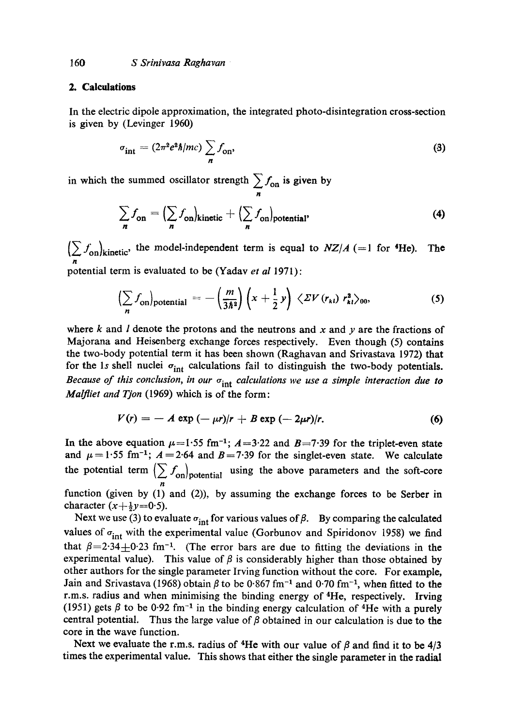## 2. Calculations

In the electric dipole approximation, the integrated photo-disintegration cross-section is given by (Levinger 1960)

$$\sigma_{\text{int}} = (2\pi^2 e^2 \hbar / mc) \sum_n f_{\text{on}}, \tag{3}$$

in which the summed oscillator strength $\sum_n f_{\text{on}}$ is given by

$$\sum_n f_{\text{on}} = \big(\sum_n f_{\text{on}}\big)_{\text{kinetic}} + \big(\sum_n f_{\text{on}}\big)_{\text{potential}}, \tag{4}$$

$\big(\sum_n f_{\text{on}}\big)_{\text{kinetic}}$, the model-independent term is equal to $NZ/A$ ($=1$ for $^4$He). The potential term is evaluated to be (Yadav *et al* 1971):

$$\big(\sum_n f_{\text{on}}\big)_{\text{potential}} = -\left(\frac{m}{3\hbar^2}\right)\left(x + \frac{1}{2} y\right) \langle \Sigma V(r_{kl})\, r_{kl}^2 \rangle_{00}, \tag{5}$$

where $k$ and $l$ denote the protons and the neutrons and $x$ and $y$ are the fractions of Majorana and Heisenberg exchange forces respectively. Even though (5) contains the two-body potential term it has been shown (Raghavan and Srivastava 1972) that for the 1*s* shell nuclei $\sigma_{\text{int}}$ calculations fail to distinguish the two-body potentials. *Because of this conclusion, in our $\sigma_{\text{int}}$ calculations we use a simple interaction due to Malfliet and Tjon* (1969) which is of the form:

$$V(r) = -A \exp(-\mu r)/r + B \exp(-2\mu r)/r. \tag{6}$$

In the above equation $\mu = 1{\cdot}55$ fm$^{-1}$; $A = 3{\cdot}22$ and $B = 7{\cdot}39$ for the triplet-even state and $\mu = 1{\cdot}55$ fm$^{-1}$; $A = 2{\cdot}64$ and $B = 7{\cdot}39$ for the singlet-even state. We calculate the potential term $\big(\sum_n f_{\text{on}}\big)_{\text{potential}}$ using the above parameters and the soft-core function (given by (1) and (2)), by assuming the exchange forces to be Serber in character ($x + \frac{1}{2}y = 0{\cdot}5$).

Next we use (3) to evaluate $\sigma_{\text{int}}$ for various values of $\beta$. By comparing the calculated values of $\sigma_{\text{int}}$ with the experimental value (Gorbunov and Spiridonov 1958) we find that $\beta = 2{\cdot}34 \pm 0{\cdot}23$ fm$^{-1}$. (The error bars are due to fitting the deviations in the experimental value). This value of $\beta$ is considerably higher than those obtained by other authors for the single parameter Irving function without the core. For example, Jain and Srivastava (1968) obtain $\beta$ to be $0{\cdot}867$ fm$^{-1}$ and $0{\cdot}70$ fm$^{-1}$, when fitted to the r.m.s. radius and when minimising the binding energy of $^4$He, respectively. Irving (1951) gets $\beta$ to be $0{\cdot}92$ fm$^{-1}$ in the binding energy calculation of $^4$He with a purely central potential. Thus the large value of $\beta$ obtained in our calculation is due to the core in the wave function.

Next we evaluate the r.m.s. radius of $^4$He with our value of $\beta$ and find it to be 4/3 times the experimental value. This shows that either the single parameter in the radial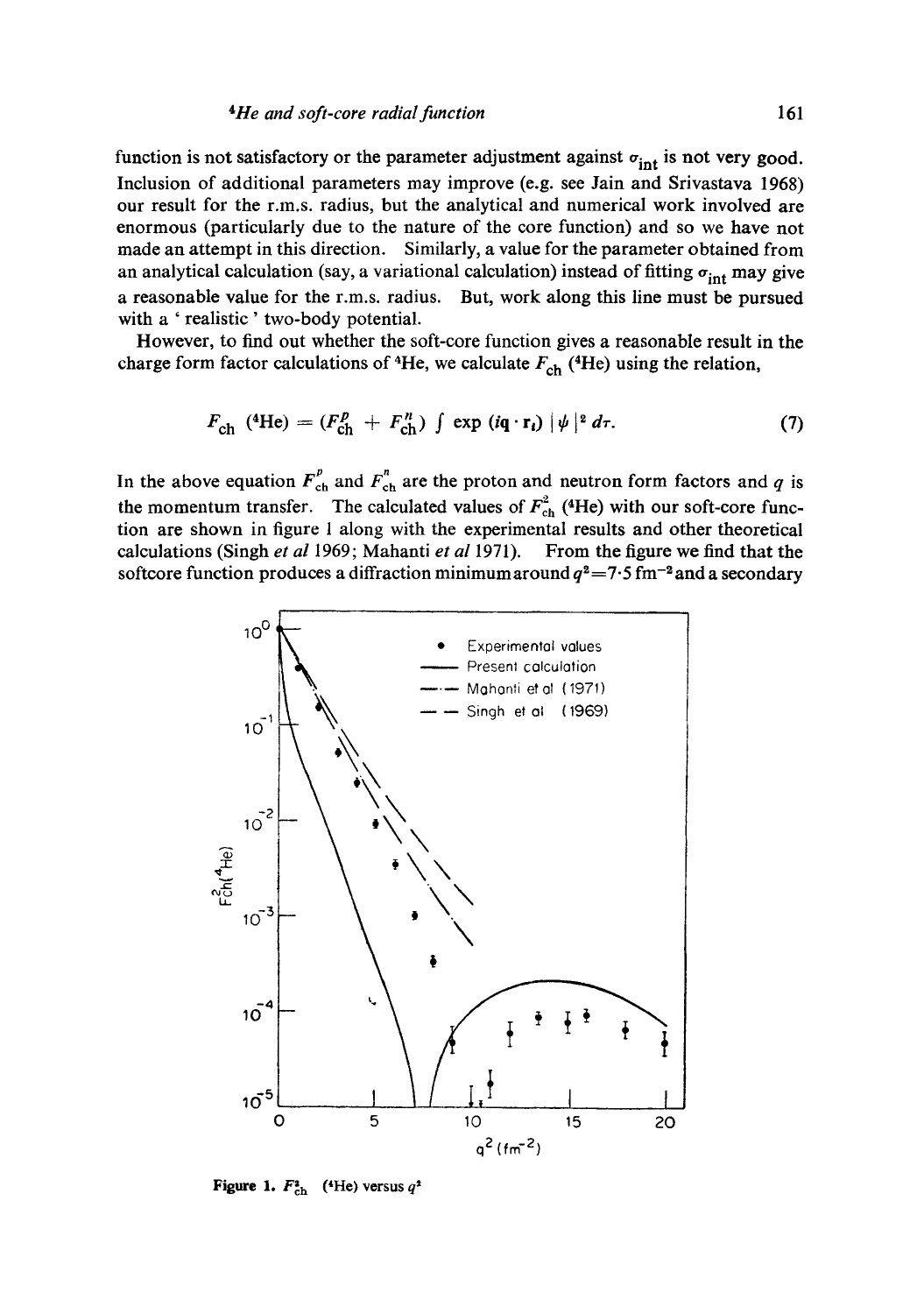function is not satisfactory or the parameter adjustment against $\sigma_{\text{int}}$ is not very good. Inclusion of additional parameters may improve (e.g. see Jain and Srivastava 1968) our result for the r.m.s. radius, but the analytical and numerical work involved are enormous (particularly due to the nature of the core function) and so we have not made an attempt in this direction. Similarly, a value for the parameter obtained from an analytical calculation (say, a variational calculation) instead of fitting $\sigma_{\text{int}}$ may give a reasonable value for the r.m.s. radius. But, work along this line must be pursued with a ' realistic ' two-body potential.

However, to find out whether the soft-core function gives a reasonable result in the charge form factor calculations of $^4$He, we calculate $F_{\text{ch}}$ ($^4$He) using the relation,

$$F_{\text{ch}}\,(^4\text{He}) = (F^p_{\text{ch}} + F^n_{\text{ch}}) \int \exp\,(i\mathbf{q}\cdot\mathbf{r}_i)\,|\psi|^2\,d\tau. \tag{7}$$

In the above equation $F^p_{\text{ch}}$ and $F^n_{\text{ch}}$ are the proton and neutron form factors and $q$ is the momentum transfer. The calculated values of $F^2_{\text{ch}}$ ($^4$He) with our soft-core function are shown in figure 1 along with the experimental results and other theoretical calculations (Singh *et al* 1969; Mahanti *et al* 1971). From the figure we find that the softcore function produces a diffraction minimum around $q^2 = 7{\cdot}5$ fm$^{-2}$ and a secondary

**Figure 1.** $F^2_{\text{ch}}$ ($^4$He) versus $q^2$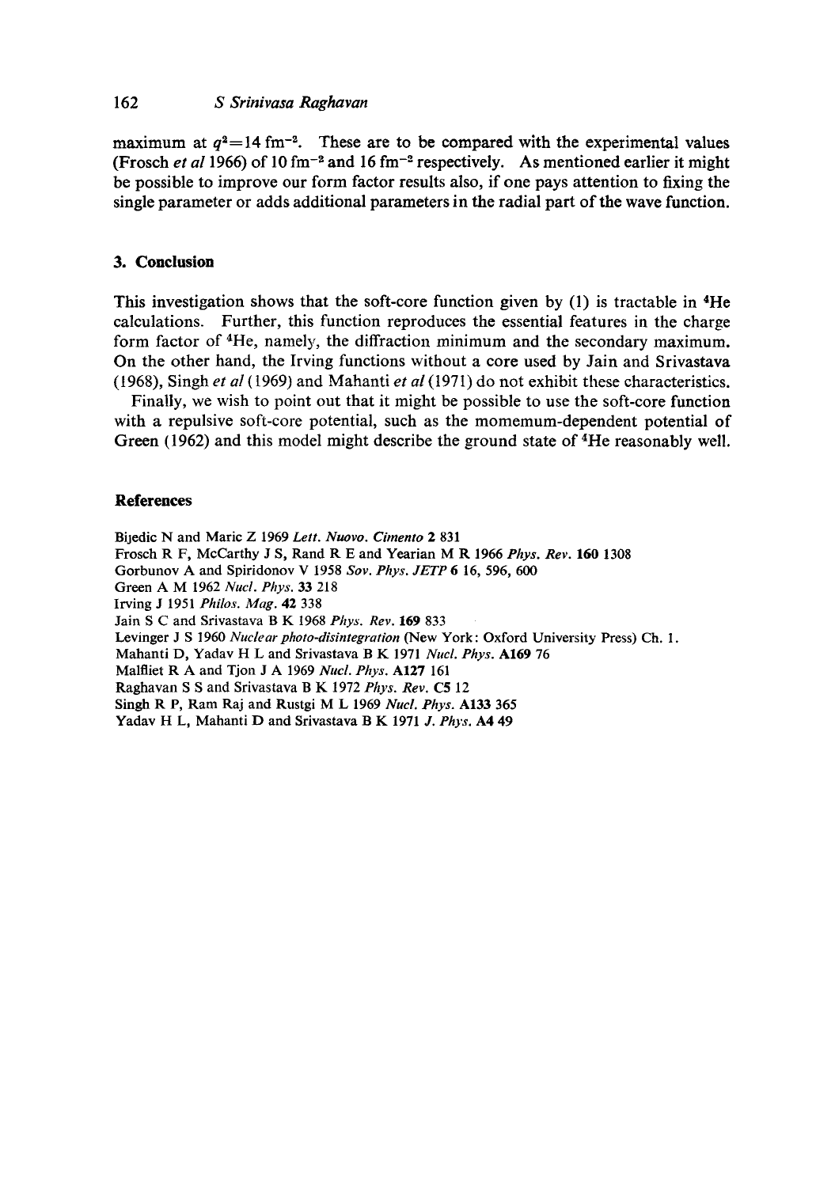maximum at $q^2=14$ fm$^{-2}$. These are to be compared with the experimental values (Frosch *et al* 1966) of 10 fm$^{-2}$ and 16 fm$^{-2}$ respectively. As mentioned earlier it might be possible to improve our form factor results also, if one pays attention to fixing the single parameter or adds additional parameters in the radial part of the wave function.

## 3. Conclusion

This investigation shows that the soft-core function given by (1) is tractable in $^4$He calculations. Further, this function reproduces the essential features in the charge form factor of $^4$He, namely, the diffraction minimum and the secondary maximum. On the other hand, the Irving functions without a core used by Jain and Srivastava (1968), Singh *et al* (1969) and Mahanti *et al* (1971) do not exhibit these characteristics.

Finally, we wish to point out that it might be possible to use the soft-core function with a repulsive soft-core potential, such as the momemum-dependent potential of Green (1962) and this model might describe the ground state of $^4$He reasonably well.

## References

Bijedic N and Maric Z 1969 *Lett. Nuovo. Cimento* **2** 831

Frosch R F, McCarthy J S, Rand R E and Yearian M R 1966 *Phys. Rev.* **160** 1308

Gorbunov A and Spiridonov V 1958 *Sov. Phys. JETP* **6** 16, 596, 600

Green A M 1962 *Nucl. Phys.* **33** 218

Irving J 1951 *Philos. Mag.* **42** 338

Jain S C and Srivastava B K 1968 *Phys. Rev.* **169** 833

Levinger J S 1960 *Nuclear photo-disintegration* (New York: Oxford University Press) Ch. 1.

Mahanti D, Yadav H L and Srivastava B K 1971 *Nucl. Phys.* **A169** 76

Malfliet R A and Tjon J A 1969 *Nucl. Phys.* **A127** 161

Raghavan S S and Srivastava B K 1972 *Phys. Rev.* **C5** 12

Singh R P, Ram Raj and Rustgi M L 1969 *Nucl. Phys.* **A133** 365

Yadav H L, Mahanti D and Srivastava B K 1971 *J. Phys.* **A4** 49